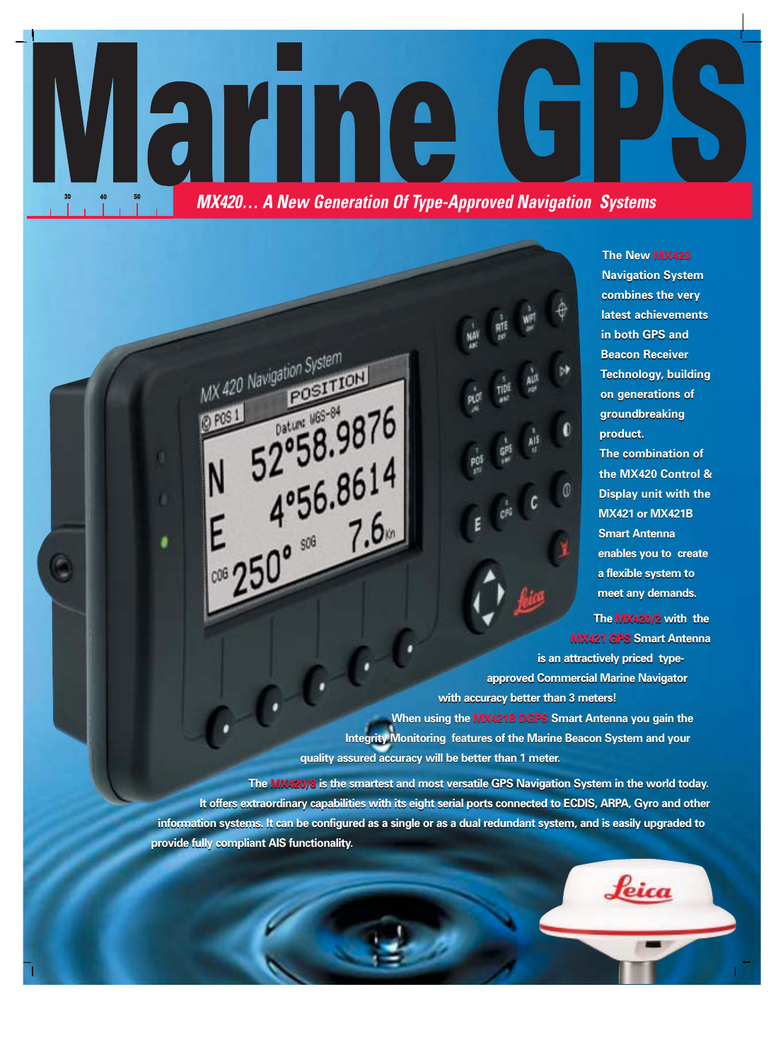# Marine GPS

## *MX420… A New Generation Of Type-Approved Navigation Systems*

The New MX420 Navigation System combines the very latest achievements in both GPS and Beacon Receiver Technology, building on generations of groundbreaking product.

The combination of the MX420 Control & Display unit with the MX421 or MX421B Smart Antenna enables you to create a flexible system to meet any demands.

The MX420/2 with the MX421 GPS Smart Antenna is an attractively priced type-approved Commercial Marine Navigator with accuracy better than 3 meters!

When using the MX421B DGPS Smart Antenna you gain the Integrity Monitoring features of the Marine Beacon System and your quality assured accuracy will be better than 1 meter.

The MX420/8 is the smartest and most versatile GPS Navigation System in the world today. It offers extraordinary capabilities with its eight serial ports connected to ECDIS, ARPA, Gyro and other information systems. It can be configured as a single or as a dual redundant system, and is easily upgraded to provide fully compliant AIS functionality.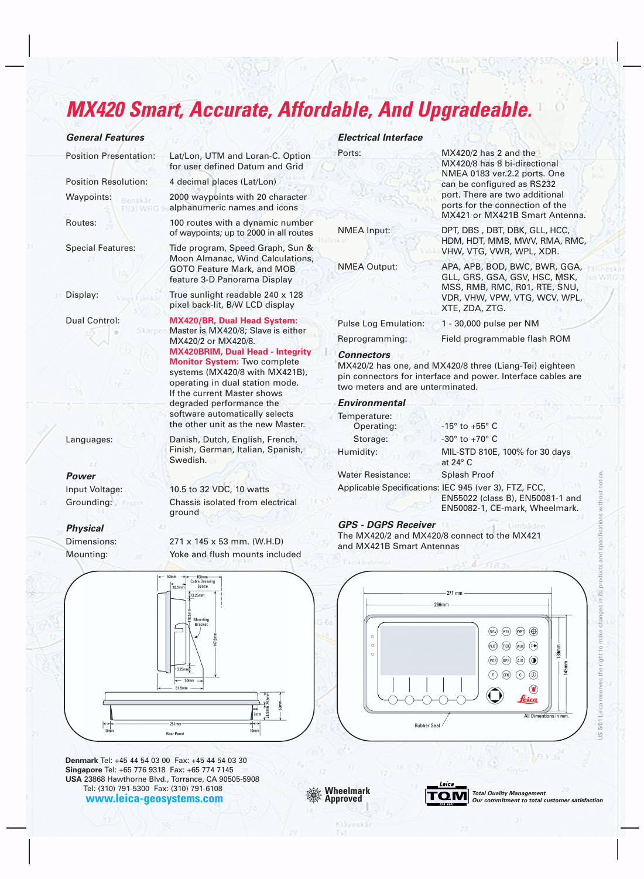# MX420 Smart, Accurate, Affordable, And Upgradeable.

## General Features

| | |
|---|---|
| Position Presentation: | Lat/Lon, UTM and Loran-C. Option for user defined Datum and Grid |
| Position Resolution: | 4 decimal places (Lat/Lon) |
| Waypoints: | 2000 waypoints with 20 character alphanumeric names and icons |
| Routes: | 100 routes with a dynamic number of waypoints; up to 2000 in all routes |
| Special Features: | Tide program, Speed Graph, Sun & Moon Almanac, Wind Calculations, GOTO Feature Mark, and MOB feature 3-D Panorama Display |
| Display: | True sunlight readable 240 x 128 pixel back-lit, B/W LCD display |
| Dual Control: | **MX420/BR, Dual Head System:** Master is MX420/8; Slave is either MX420/2 or MX420/8. **MX420BRIM, Dual Head - Integrity Monitor System:** Two complete systems (MX420/8 with MX421B), operating in dual station mode. If the current Master shows degraded performance the software automatically selects the other unit as the new Master. |
| Languages: | Danish, Dutch, English, French, Finish, German, Italian, Spanish, Swedish. |

## Power

| | |
|---|---|
| Input Voltage: | 10.5 to 32 VDC, 10 watts |
| Grounding: | Chassis isolated from electrical ground |

## Physical

| | |
|---|---|
| Dimensions: | 271 x 145 x 53 mm. (W.H.D) |
| Mounting: | Yoke and flush mounts included |

## Electrical Interface

| | |
|---|---|
| Ports: | MX420/2 has 2 and the MX420/8 has 8 bi-directional NMEA 0183 ver.2.2 ports. One can be configured as RS232 port. There are two additional ports for the connection of the MX421 or MX421B Smart Antenna. |
| NMEA Input: | DPT, DBS , DBT, DBK, GLL, HCC, HDM, HDT, MMB, MWV, RMA, RMC, VHW, VTG, VWR, WPL, XDR. |
| NMEA Output: | APA, APB, BOD, BWC, BWR, GGA, GLL, GRS, GSA, GSV, HSC, MSK, MSS, RMB, RMC, R01, RTE, SNU, VDR, VHW, VPW, VTG, WCV, WPL, XTE, ZDA, ZTG. |
| Pulse Log Emulation: | 1 - 30,000 pulse per NM |
| Reprogramming: | Field programmable flash ROM |

## Connectors

MX420/2 has one, and MX420/8 three (Liang-Tei) eighteen pin connectors for interface and power. Interface cables are two meters and are unterminated.

## Environmental

| | |
|---|---|
| Temperature: | |
| Operating: | -15° to +55° C |
| Storage: | -30° to +70° C |
| Humidity: | MIL-STD 810E, 100% for 30 days at 24° C |
| Water Resistance: | Splash Proof |
| Applicable Specifications: | IEC 945 (ver 3), FTZ, FCC, EN55022 (class B), EN50081-1 and EN50082-1, CE-mark, Wheelmark. |

## GPS - DGPS Receiver

The MX420/2 and MX420/8 connect to the MX421 and MX421B Smart Antennas

53mm
100mm Cable Dressing Space
28.5mm
13.25mm
118.5mm
Mounting Bracket
147.5mm
13.25mm
50mm
81.5mm
7mm
24.5mm
38.5mm
53mm
251mm
10mm
10mm
Rear Panel

271 mm
266mm
139mm
145mm
Rubber Seal
All Dimensions in mm.

US 5/01 Leica reserves the right to make changes in its products and specifications without notice.

**Denmark** Tel: +45 44 54 03 00 Fax: +45 44 54 03 30
**Singapore** Tel: +65 776 9318 Fax: +65 774 7145
**USA** 23868 Hawthorne Blvd., Torrance, CA 90505-5908
Tel: (310) 791-5300 Fax: (310) 791-6108
**www.leica-geosystems.com**

Wheelmark Approved

Leica TQM — *Total Quality Management* — *Our commitment to total customer satisfaction*